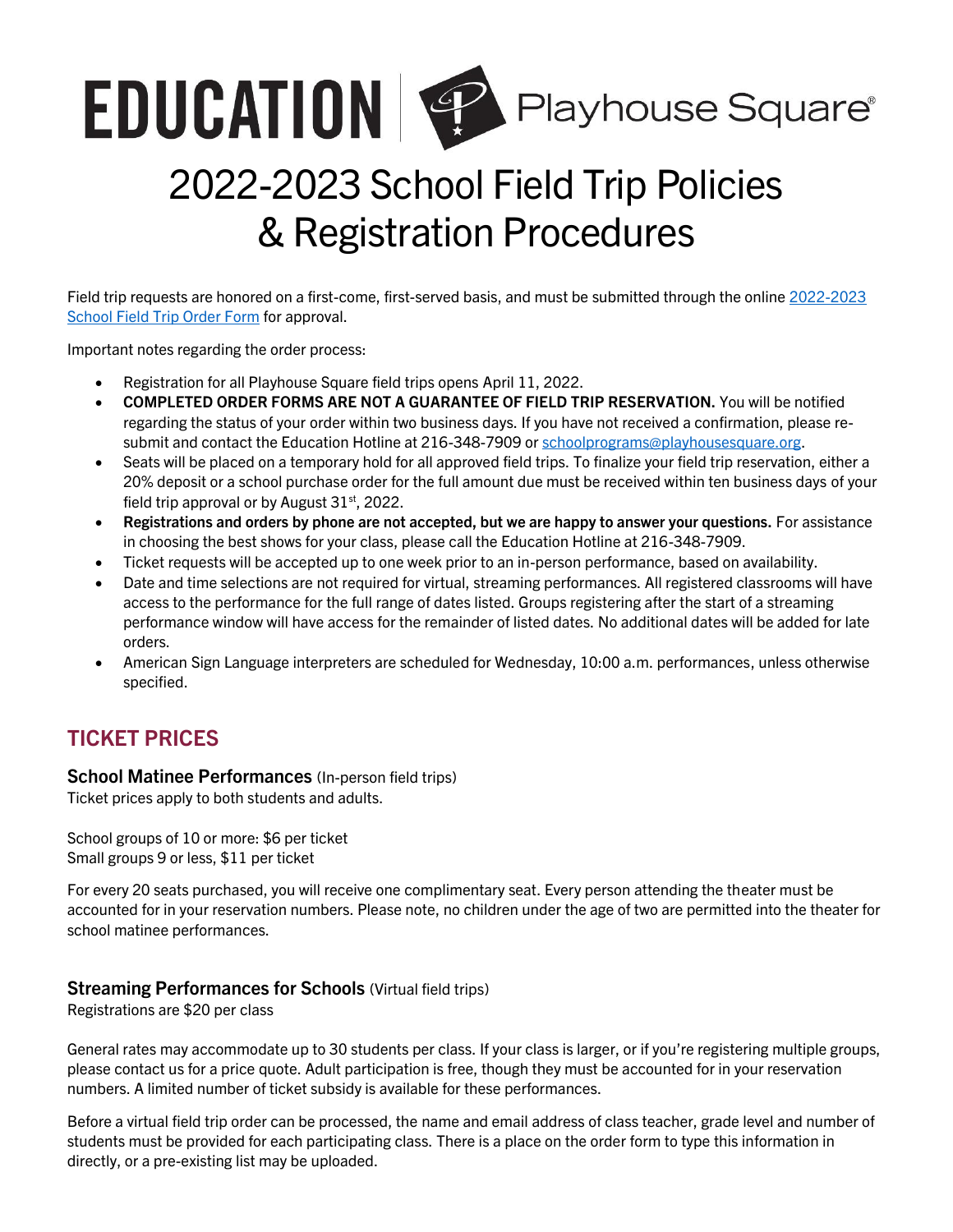# EDUCATION | Playhouse Square®

# 2022-2023 School Field Trip Policies & Registration Procedures

Field trip requests are honored on a first-come, first-served basis, and must be submitted through the online [2022-2023 School Field Trip Order Form]() for approval.

Important notes regarding the order process:

- Registration for all Playhouse Square field trips opens April 11, 2022.
- **COMPLETED ORDER FORMS ARE NOT A GUARANTEE OF FIELD TRIP RESERVATION.** You will be notified regarding the status of your order within two business days. If you have not received a confirmation, please re-submit and contact the Education Hotline at 216-348-7909 or [schoolprograms@playhousesquare.org](mailto:schoolprograms@playhousesquare.org).
- Seats will be placed on a temporary hold for all approved field trips. To finalize your field trip reservation, either a 20% deposit or a school purchase order for the full amount due must be received within ten business days of your field trip approval or by August 31st, 2022.
- **Registrations and orders by phone are not accepted, but we are happy to answer your questions.** For assistance in choosing the best shows for your class, please call the Education Hotline at 216-348-7909.
- Ticket requests will be accepted up to one week prior to an in-person performance, based on availability.
- Date and time selections are not required for virtual, streaming performances. All registered classrooms will have access to the performance for the full range of dates listed. Groups registering after the start of a streaming performance window will have access for the remainder of listed dates. No additional dates will be added for late orders.
- American Sign Language interpreters are scheduled for Wednesday, 10:00 a.m. performances, unless otherwise specified.

## TICKET PRICES

### School Matinee Performances (In-person field trips)

Ticket prices apply to both students and adults.

School groups of 10 or more: $6 per ticket
Small groups 9 or less, $11 per ticket

For every 20 seats purchased, you will receive one complimentary seat. Every person attending the theater must be accounted for in your reservation numbers. Please note, no children under the age of two are permitted into the theater for school matinee performances.

### Streaming Performances for Schools (Virtual field trips)

Registrations are $20 per class

General rates may accommodate up to 30 students per class. If your class is larger, or if you're registering multiple groups, please contact us for a price quote. Adult participation is free, though they must be accounted for in your reservation numbers. A limited number of ticket subsidy is available for these performances.

Before a virtual field trip order can be processed, the name and email address of class teacher, grade level and number of students must be provided for each participating class. There is a place on the order form to type this information in directly, or a pre-existing list may be uploaded.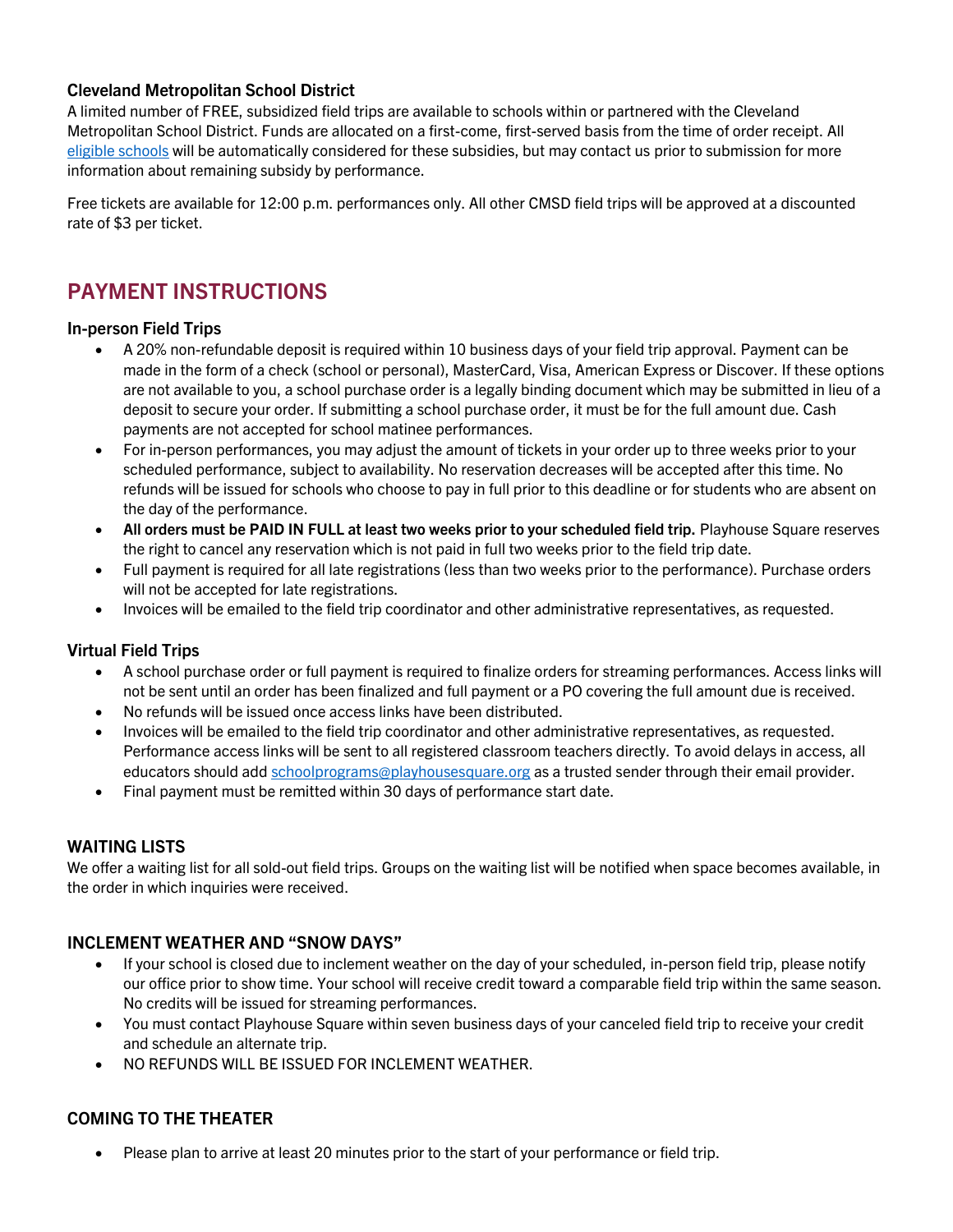### Cleveland Metropolitan School District

A limited number of FREE, subsidized field trips are available to schools within or partnered with the Cleveland Metropolitan School District. Funds are allocated on a first-come, first-served basis from the time of order receipt. All eligible schools will be automatically considered for these subsidies, but may contact us prior to submission for more information about remaining subsidy by performance.

Free tickets are available for 12:00 p.m. performances only. All other CMSD field trips will be approved at a discounted rate of $3 per ticket.

## PAYMENT INSTRUCTIONS

### In-person Field Trips

- A 20% non-refundable deposit is required within 10 business days of your field trip approval. Payment can be made in the form of a check (school or personal), MasterCard, Visa, American Express or Discover. If these options are not available to you, a school purchase order is a legally binding document which may be submitted in lieu of a deposit to secure your order. If submitting a school purchase order, it must be for the full amount due. Cash payments are not accepted for school matinee performances.
- For in-person performances, you may adjust the amount of tickets in your order up to three weeks prior to your scheduled performance, subject to availability. No reservation decreases will be accepted after this time. No refunds will be issued for schools who choose to pay in full prior to this deadline or for students who are absent on the day of the performance.
- **All orders must be PAID IN FULL at least two weeks prior to your scheduled field trip.** Playhouse Square reserves the right to cancel any reservation which is not paid in full two weeks prior to the field trip date.
- Full payment is required for all late registrations (less than two weeks prior to the performance). Purchase orders will not be accepted for late registrations.
- Invoices will be emailed to the field trip coordinator and other administrative representatives, as requested.

### Virtual Field Trips

- A school purchase order or full payment is required to finalize orders for streaming performances. Access links will not be sent until an order has been finalized and full payment or a PO covering the full amount due is received.
- No refunds will be issued once access links have been distributed.
- Invoices will be emailed to the field trip coordinator and other administrative representatives, as requested. Performance access links will be sent to all registered classroom teachers directly. To avoid delays in access, all educators should add schoolprograms@playhousesquare.org as a trusted sender through their email provider.
- Final payment must be remitted within 30 days of performance start date.

### WAITING LISTS

We offer a waiting list for all sold-out field trips. Groups on the waiting list will be notified when space becomes available, in the order in which inquiries were received.

### INCLEMENT WEATHER AND "SNOW DAYS"

- If your school is closed due to inclement weather on the day of your scheduled, in-person field trip, please notify our office prior to show time. Your school will receive credit toward a comparable field trip within the same season. No credits will be issued for streaming performances.
- You must contact Playhouse Square within seven business days of your canceled field trip to receive your credit and schedule an alternate trip.
- NO REFUNDS WILL BE ISSUED FOR INCLEMENT WEATHER.

### COMING TO THE THEATER

- Please plan to arrive at least 20 minutes prior to the start of your performance or field trip.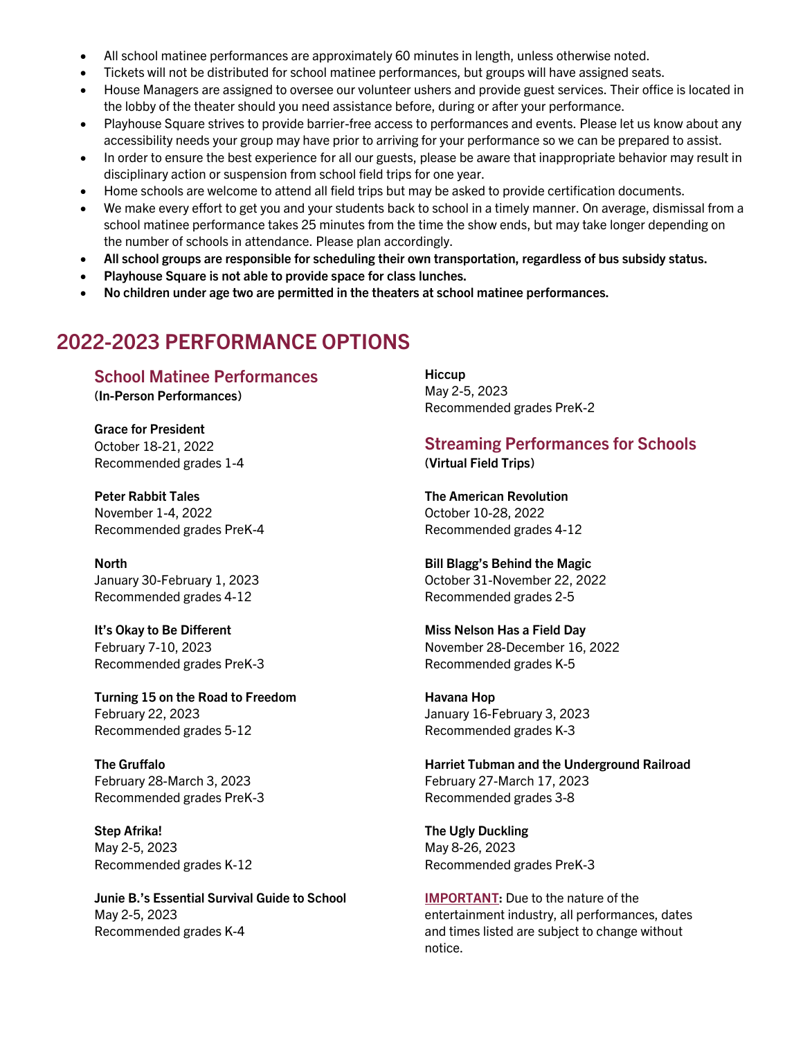- All school matinee performances are approximately 60 minutes in length, unless otherwise noted.
- Tickets will not be distributed for school matinee performances, but groups will have assigned seats.
- House Managers are assigned to oversee our volunteer ushers and provide guest services. Their office is located in the lobby of the theater should you need assistance before, during or after your performance.
- Playhouse Square strives to provide barrier-free access to performances and events. Please let us know about any accessibility needs your group may have prior to arriving for your performance so we can be prepared to assist.
- In order to ensure the best experience for all our guests, please be aware that inappropriate behavior may result in disciplinary action or suspension from school field trips for one year.
- Home schools are welcome to attend all field trips but may be asked to provide certification documents.
- We make every effort to get you and your students back to school in a timely manner. On average, dismissal from a school matinee performance takes 25 minutes from the time the show ends, but may take longer depending on the number of schools in attendance. Please plan accordingly.
- **All school groups are responsible for scheduling their own transportation, regardless of bus subsidy status.**
- **Playhouse Square is not able to provide space for class lunches.**
- **No children under age two are permitted in the theaters at school matinee performances.**

# 2022-2023 PERFORMANCE OPTIONS

## School Matinee Performances

**(In-Person Performances)**

**Grace for President**
October 18-21, 2022
Recommended grades 1-4

**Peter Rabbit Tales**
November 1-4, 2022
Recommended grades PreK-4

**North**
January 30-February 1, 2023
Recommended grades 4-12

**It's Okay to Be Different**
February 7-10, 2023
Recommended grades PreK-3

**Turning 15 on the Road to Freedom**
February 22, 2023
Recommended grades 5-12

**The Gruffalo**
February 28-March 3, 2023
Recommended grades PreK-3

**Step Afrika!**
May 2-5, 2023
Recommended grades K-12

**Junie B.'s Essential Survival Guide to School**
May 2-5, 2023
Recommended grades K-4

**Hiccup**
May 2-5, 2023
Recommended grades PreK-2

## Streaming Performances for Schools

**(Virtual Field Trips)**

**The American Revolution**
October 10-28, 2022
Recommended grades 4-12

**Bill Blagg's Behind the Magic**
October 31-November 22, 2022
Recommended grades 2-5

**Miss Nelson Has a Field Day**
November 28-December 16, 2022
Recommended grades K-5

**Havana Hop**
January 16-February 3, 2023
Recommended grades K-3

**Harriet Tubman and the Underground Railroad**
February 27-March 17, 2023
Recommended grades 3-8

**The Ugly Duckling**
May 8-26, 2023
Recommended grades PreK-3

**IMPORTANT:** Due to the nature of the entertainment industry, all performances, dates and times listed are subject to change without notice.